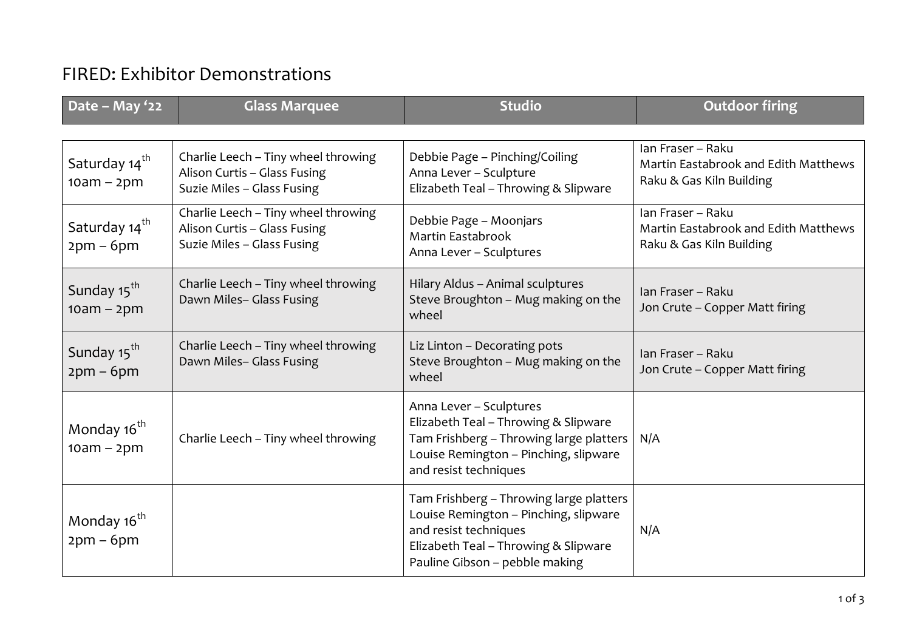# FIRED: Exhibitor Demonstrations

| Date – May '22 | Glass Marquee | Studio | Outdoor firing |
|---|---|---|---|
| Saturday 14th 10am – 2pm | Charlie Leech – Tiny wheel throwing<br>Alison Curtis – Glass Fusing<br>Suzie Miles – Glass Fusing | Debbie Page – Pinching/Coiling<br>Anna Lever – Sculpture<br>Elizabeth Teal – Throwing & Slipware | Ian Fraser – Raku<br>Martin Eastabrook and Edith Matthews<br>Raku & Gas Kiln Building |
| Saturday 14th 2pm – 6pm | Charlie Leech – Tiny wheel throwing<br>Alison Curtis – Glass Fusing<br>Suzie Miles – Glass Fusing | Debbie Page – Moonjars<br>Martin Eastabrook<br>Anna Lever – Sculptures | Ian Fraser – Raku<br>Martin Eastabrook and Edith Matthews<br>Raku & Gas Kiln Building |
| Sunday 15th 10am – 2pm | Charlie Leech – Tiny wheel throwing<br>Dawn Miles– Glass Fusing | Hilary Aldus – Animal sculptures<br>Steve Broughton – Mug making on the wheel | Ian Fraser – Raku<br>Jon Crute – Copper Matt firing |
| Sunday 15th 2pm – 6pm | Charlie Leech – Tiny wheel throwing<br>Dawn Miles– Glass Fusing | Liz Linton – Decorating pots<br>Steve Broughton – Mug making on the wheel | Ian Fraser – Raku<br>Jon Crute – Copper Matt firing |
| Monday 16th 10am – 2pm | Charlie Leech – Tiny wheel throwing | Anna Lever – Sculptures<br>Elizabeth Teal – Throwing & Slipware<br>Tam Frishberg – Throwing large platters<br>Louise Remington – Pinching, slipware and resist techniques | N/A |
| Monday 16th 2pm – 6pm | | Tam Frishberg – Throwing large platters<br>Louise Remington – Pinching, slipware and resist techniques<br>Elizabeth Teal – Throwing & Slipware<br>Pauline Gibson – pebble making | N/A |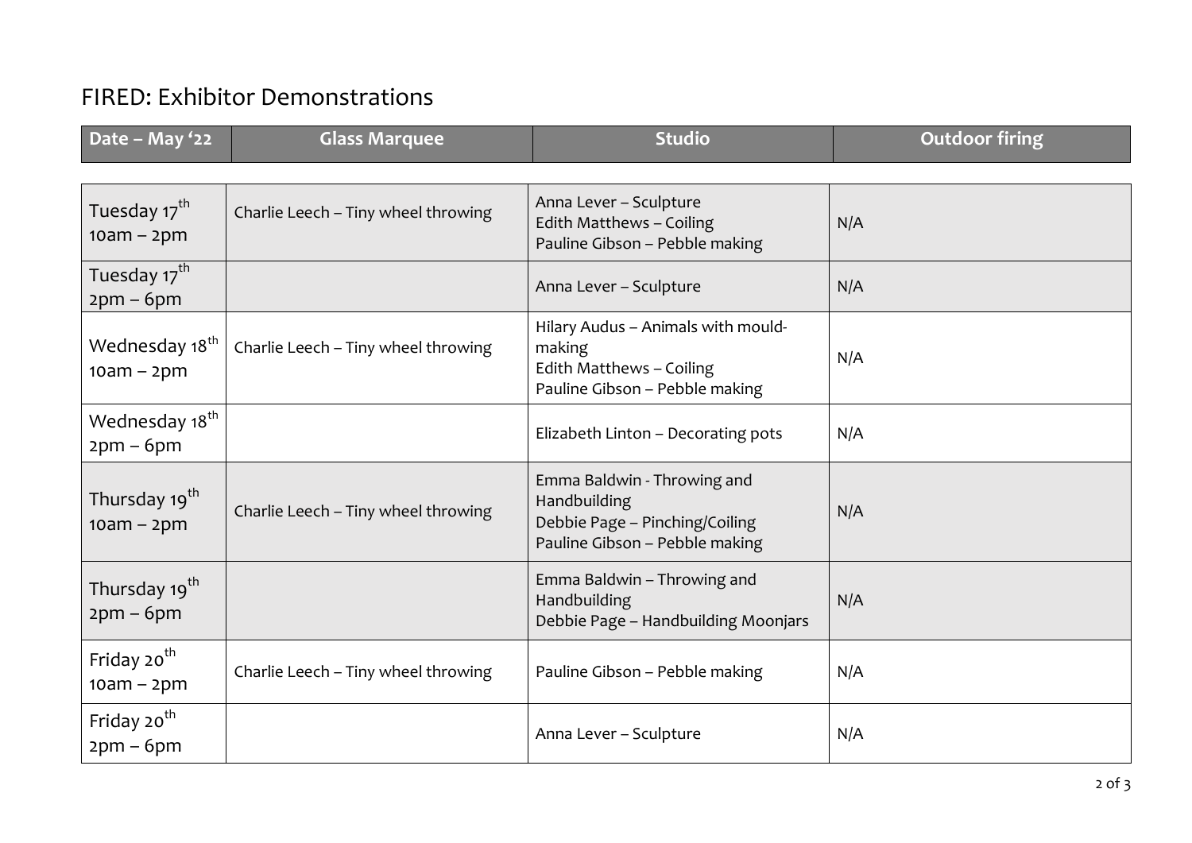# FIRED: Exhibitor Demonstrations

| Date – May '22 | Glass Marquee | Studio | Outdoor firing |
|---|---|---|---|
| Tuesday 17th 10am – 2pm | Charlie Leech – Tiny wheel throwing | Anna Lever – Sculpture<br>Edith Matthews – Coiling<br>Pauline Gibson – Pebble making | N/A |
| Tuesday 17th 2pm – 6pm | | Anna Lever – Sculpture | N/A |
| Wednesday 18th 10am – 2pm | Charlie Leech – Tiny wheel throwing | Hilary Audus – Animals with mould-making<br>Edith Matthews – Coiling<br>Pauline Gibson – Pebble making | N/A |
| Wednesday 18th 2pm – 6pm | | Elizabeth Linton – Decorating pots | N/A |
| Thursday 19th 10am – 2pm | Charlie Leech – Tiny wheel throwing | Emma Baldwin - Throwing and Handbuilding<br>Debbie Page – Pinching/Coiling<br>Pauline Gibson – Pebble making | N/A |
| Thursday 19th 2pm – 6pm | | Emma Baldwin – Throwing and Handbuilding<br>Debbie Page – Handbuilding Moonjars | N/A |
| Friday 20th 10am – 2pm | Charlie Leech – Tiny wheel throwing | Pauline Gibson – Pebble making | N/A |
| Friday 20th 2pm – 6pm | | Anna Lever – Sculpture | N/A |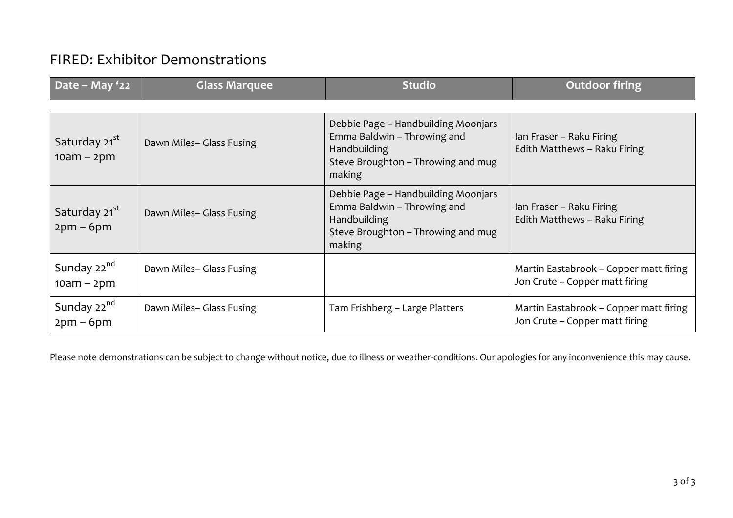# FIRED: Exhibitor Demonstrations

| Date – May '22 | Glass Marquee | Studio | Outdoor firing |
|---|---|---|---|
| Saturday 21st 10am – 2pm | Dawn Miles– Glass Fusing | Debbie Page – Handbuilding Moonjars<br>Emma Baldwin – Throwing and Handbuilding<br>Steve Broughton – Throwing and mug making | Ian Fraser – Raku Firing<br>Edith Matthews – Raku Firing |
| Saturday 21st 2pm – 6pm | Dawn Miles– Glass Fusing | Debbie Page – Handbuilding Moonjars<br>Emma Baldwin – Throwing and Handbuilding<br>Steve Broughton – Throwing and mug making | Ian Fraser – Raku Firing<br>Edith Matthews – Raku Firing |
| Sunday 22nd 10am – 2pm | Dawn Miles– Glass Fusing | | Martin Eastabrook – Copper matt firing<br>Jon Crute – Copper matt firing |
| Sunday 22nd 2pm – 6pm | Dawn Miles– Glass Fusing | Tam Frishberg – Large Platters | Martin Eastabrook – Copper matt firing<br>Jon Crute – Copper matt firing |

Please note demonstrations can be subject to change without notice, due to illness or weather-conditions. Our apologies for any inconvenience this may cause.